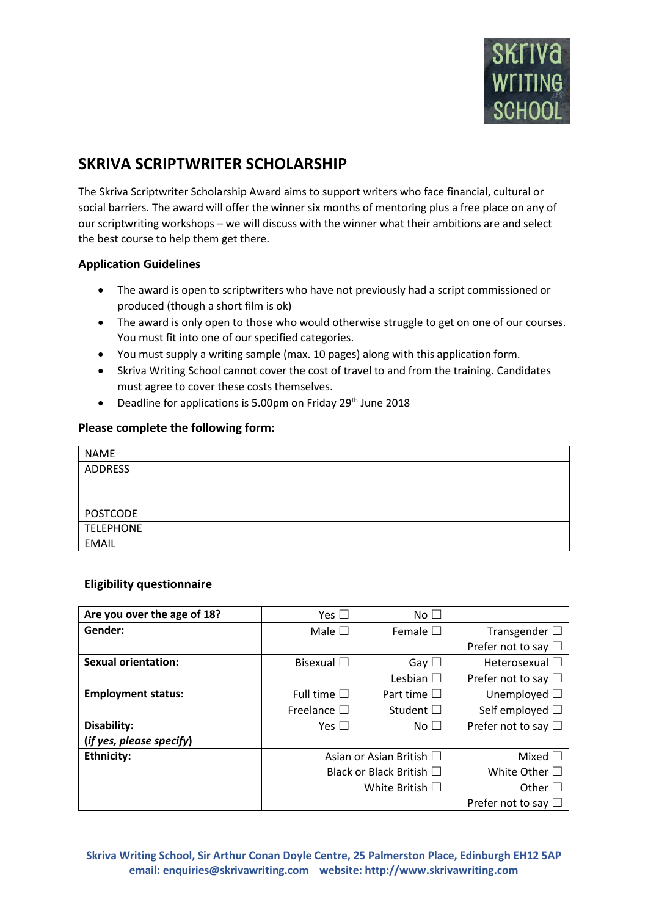Skriva Writing School

## SKRIVA SCRIPTWRITER SCHOLARSHIP

The Skriva Scriptwriter Scholarship Award aims to support writers who face financial, cultural or social barriers. The award will offer the winner six months of mentoring plus a free place on any of our scriptwriting workshops – we will discuss with the winner what their ambitions are and select the best course to help them get there.

### Application Guidelines

- The award is open to scriptwriters who have not previously had a script commissioned or produced (though a short film is ok)
- The award is only open to those who would otherwise struggle to get on one of our courses. You must fit into one of our specified categories.
- You must supply a writing sample (max. 10 pages) along with this application form.
- Skriva Writing School cannot cover the cost of travel to and from the training. Candidates must agree to cover these costs themselves.
- Deadline for applications is 5.00pm on Friday 29th June 2018

### Please complete the following form:

| | |
|---|---|
| NAME | |
| ADDRESS | |
| POSTCODE | |
| TELEPHONE | |
| EMAIL | |

### Eligibility questionnaire

| | | | |
|---|---|---|---|
| **Are you over the age of 18?** | Yes ☐ | No ☐ | |
| **Gender:** | Male ☐ | Female ☐ | Transgender ☐<br>Prefer not to say ☐ |
| **Sexual orientation:** | Bisexual ☐ | Gay ☐<br>Lesbian ☐ | Heterosexual ☐<br>Prefer not to say ☐ |
| **Employment status:** | Full time ☐<br>Freelance ☐ | Part time ☐<br>Student ☐ | Unemployed ☐<br>Self employed ☐ |
| **Disability:**<br>**(*if yes, please specify*)** | Yes ☐ | No ☐ | Prefer not to say ☐ |
| **Ethnicity:** | | Asian or Asian British ☐<br>Black or Black British ☐<br>White British ☐ | Mixed ☐<br>White Other ☐<br>Other ☐<br>Prefer not to say ☐ |

**Skriva Writing School, Sir Arthur Conan Doyle Centre, 25 Palmerston Place, Edinburgh EH12 5AP**
**email: enquiries@skrivawriting.com website: http://www.skrivawriting.com**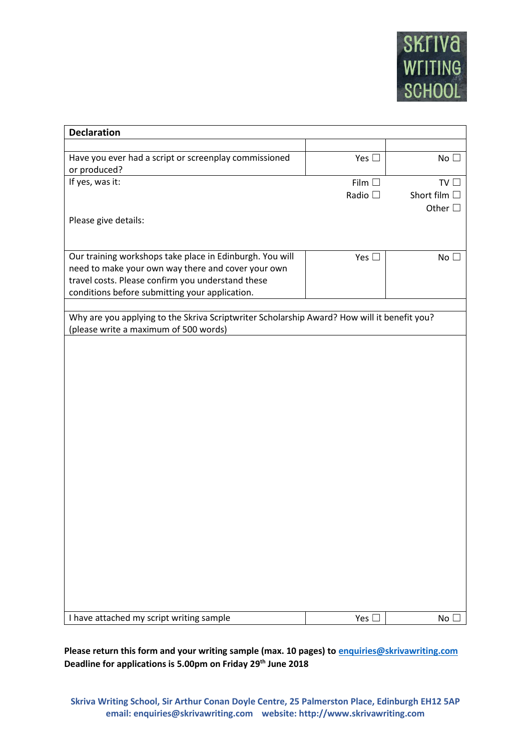Skriva Writing School

| Declaration | | |
|---|---|---|
| | | |
| Have you ever had a script or screenplay commissioned or produced? | Yes ☐ | No ☐ |
| If yes, was it:<br><br>Please give details: | Film ☐<br>Radio ☐ | TV ☐<br>Short film ☐<br>Other ☐ |
| Our training workshops take place in Edinburgh. You will need to make your own way there and cover your own travel costs. Please confirm you understand these conditions before submitting your application. | Yes ☐ | No ☐ |
| | | |
| Why are you applying to the Skriva Scriptwriter Scholarship Award? How will it benefit you? (please write a maximum of 500 words) | | |
| | | |
| I have attached my script writing sample | Yes ☐ | No ☐ |

**Please return this form and your writing sample (max. 10 pages) to [enquiries@skrivawriting.com](mailto:enquiries@skrivawriting.com)**
**Deadline for applications is 5.00pm on Friday 29th June 2018**

**Skriva Writing School, Sir Arthur Conan Doyle Centre, 25 Palmerston Place, Edinburgh EH12 5AP**
**email: enquiries@skrivawriting.com website: http://www.skrivawriting.com**